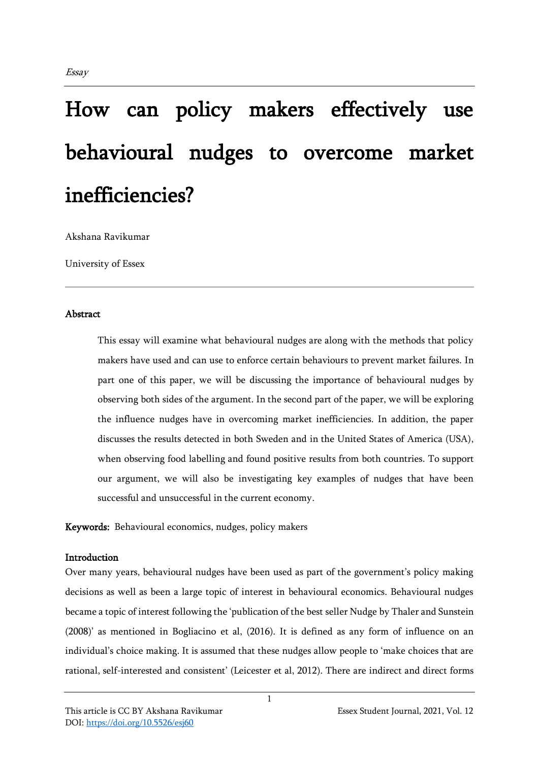*Essay*

# How can policy makers effectively use behavioural nudges to overcome market inefficiencies?

Akshana Ravikumar

University of Essex

### Abstract

> This essay will examine what behavioural nudges are along with the methods that policy makers have used and can use to enforce certain behaviours to prevent market failures. In part one of this paper, we will be discussing the importance of behavioural nudges by observing both sides of the argument. In the second part of the paper, we will be exploring the influence nudges have in overcoming market inefficiencies. In addition, the paper discusses the results detected in both Sweden and in the United States of America (USA), when observing food labelling and found positive results from both countries. To support our argument, we will also be investigating key examples of nudges that have been successful and unsuccessful in the current economy.

**Keywords:** Behavioural economics, nudges, policy makers

### Introduction

Over many years, behavioural nudges have been used as part of the government's policy making decisions as well as been a large topic of interest in behavioural economics. Behavioural nudges became a topic of interest following the 'publication of the best seller Nudge by Thaler and Sunstein (2008)' as mentioned in Bogliacino et al, (2016). It is defined as any form of influence on an individual's choice making. It is assumed that these nudges allow people to 'make choices that are rational, self-interested and consistent' (Leicester et al, 2012). There are indirect and direct forms

This article is CC BY Akshana Ravikumar

DOI: https://doi.org/10.5526/esj60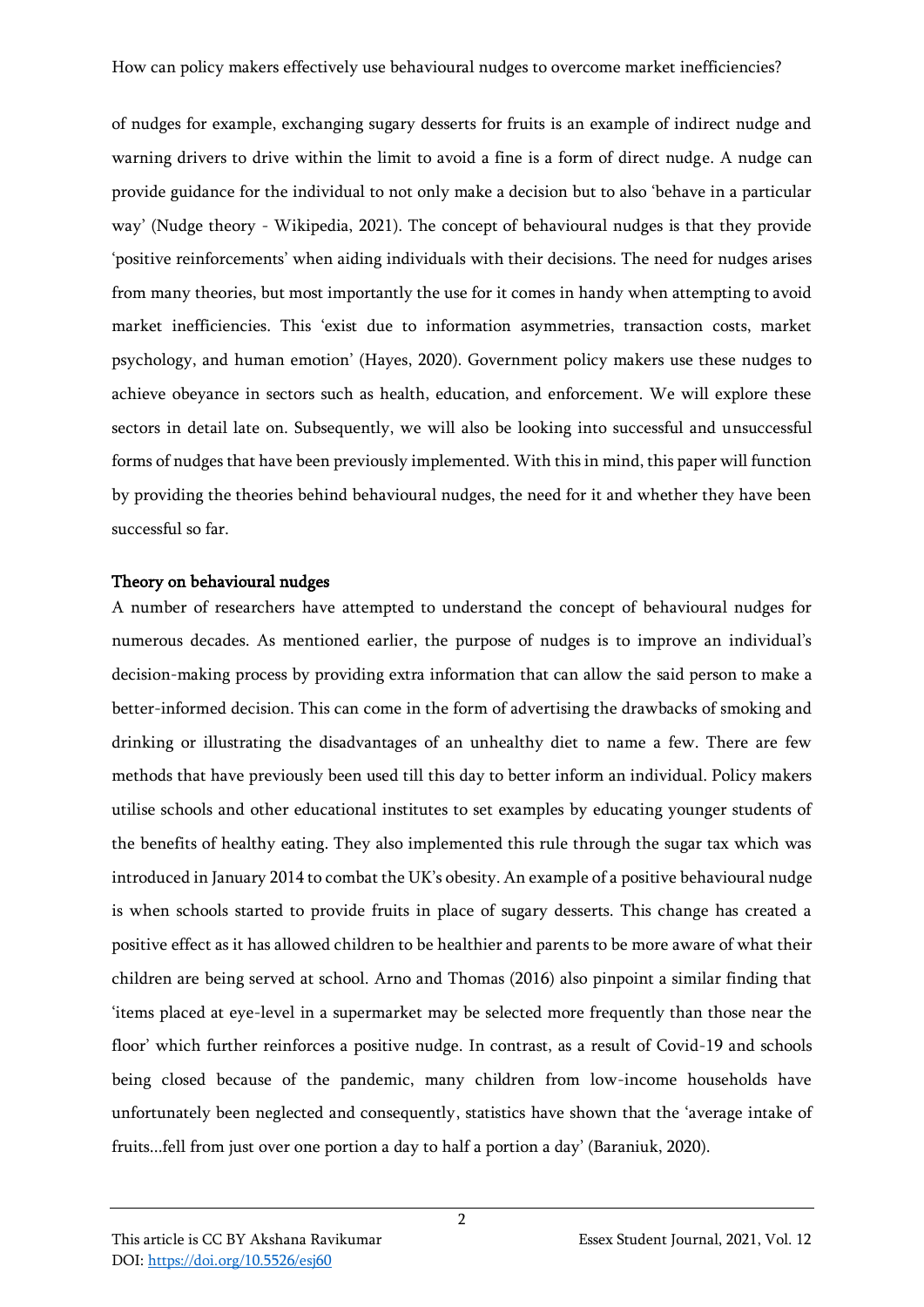of nudges for example, exchanging sugary desserts for fruits is an example of indirect nudge and warning drivers to drive within the limit to avoid a fine is a form of direct nudge. A nudge can provide guidance for the individual to not only make a decision but to also 'behave in a particular way' (Nudge theory - Wikipedia, 2021). The concept of behavioural nudges is that they provide 'positive reinforcements' when aiding individuals with their decisions. The need for nudges arises from many theories, but most importantly the use for it comes in handy when attempting to avoid market inefficiencies. This 'exist due to information asymmetries, transaction costs, market psychology, and human emotion' (Hayes, 2020). Government policy makers use these nudges to achieve obeyance in sectors such as health, education, and enforcement. We will explore these sectors in detail late on. Subsequently, we will also be looking into successful and unsuccessful forms of nudges that have been previously implemented. With this in mind, this paper will function by providing the theories behind behavioural nudges, the need for it and whether they have been successful so far.

## Theory on behavioural nudges

A number of researchers have attempted to understand the concept of behavioural nudges for numerous decades. As mentioned earlier, the purpose of nudges is to improve an individual's decision-making process by providing extra information that can allow the said person to make a better-informed decision. This can come in the form of advertising the drawbacks of smoking and drinking or illustrating the disadvantages of an unhealthy diet to name a few. There are few methods that have previously been used till this day to better inform an individual. Policy makers utilise schools and other educational institutes to set examples by educating younger students of the benefits of healthy eating. They also implemented this rule through the sugar tax which was introduced in January 2014 to combat the UK's obesity. An example of a positive behavioural nudge is when schools started to provide fruits in place of sugary desserts. This change has created a positive effect as it has allowed children to be healthier and parents to be more aware of what their children are being served at school. Arno and Thomas (2016) also pinpoint a similar finding that 'items placed at eye-level in a supermarket may be selected more frequently than those near the floor' which further reinforces a positive nudge. In contrast, as a result of Covid-19 and schools being closed because of the pandemic, many children from low-income households have unfortunately been neglected and consequently, statistics have shown that the 'average intake of fruits…fell from just over one portion a day to half a portion a day' (Baraniuk, 2020).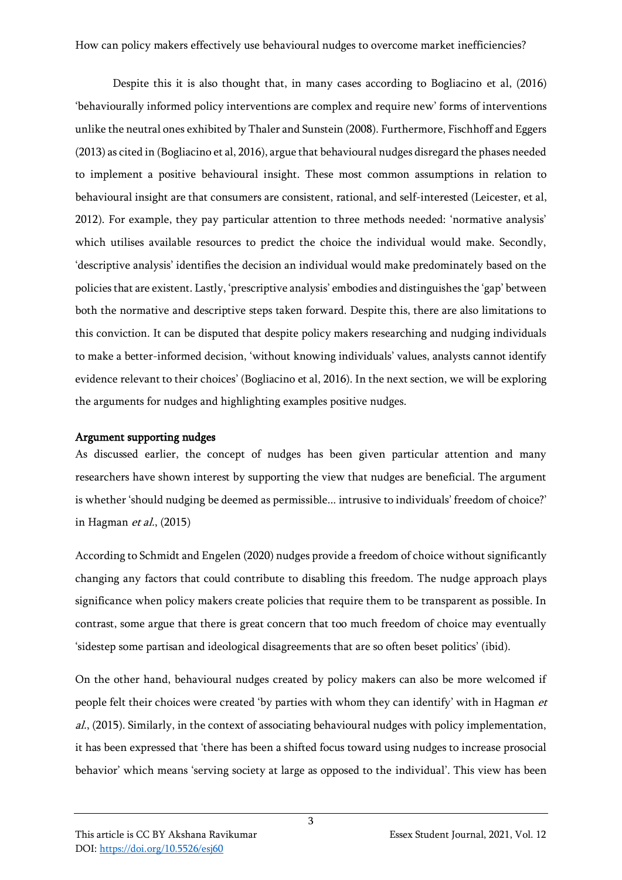Despite this it is also thought that, in many cases according to Bogliacino et al, (2016) 'behaviourally informed policy interventions are complex and require new' forms of interventions unlike the neutral ones exhibited by Thaler and Sunstein (2008). Furthermore, Fischhoff and Eggers (2013) as cited in (Bogliacino et al, 2016), argue that behavioural nudges disregard the phases needed to implement a positive behavioural insight. These most common assumptions in relation to behavioural insight are that consumers are consistent, rational, and self-interested (Leicester, et al, 2012). For example, they pay particular attention to three methods needed: 'normative analysis' which utilises available resources to predict the choice the individual would make. Secondly, 'descriptive analysis' identifies the decision an individual would make predominately based on the policies that are existent. Lastly, 'prescriptive analysis' embodies and distinguishes the 'gap' between both the normative and descriptive steps taken forward. Despite this, there are also limitations to this conviction. It can be disputed that despite policy makers researching and nudging individuals to make a better-informed decision, 'without knowing individuals' values, analysts cannot identify evidence relevant to their choices' (Bogliacino et al, 2016). In the next section, we will be exploring the arguments for nudges and highlighting examples positive nudges.

## Argument supporting nudges

As discussed earlier, the concept of nudges has been given particular attention and many researchers have shown interest by supporting the view that nudges are beneficial. The argument is whether 'should nudging be deemed as permissible... intrusive to individuals' freedom of choice?' in Hagman *et al.*, (2015)

According to Schmidt and Engelen (2020) nudges provide a freedom of choice without significantly changing any factors that could contribute to disabling this freedom. The nudge approach plays significance when policy makers create policies that require them to be transparent as possible. In contrast, some argue that there is great concern that too much freedom of choice may eventually 'sidestep some partisan and ideological disagreements that are so often beset politics' (ibid).

On the other hand, behavioural nudges created by policy makers can also be more welcomed if people felt their choices were created 'by parties with whom they can identify' with in Hagman *et al.*, (2015). Similarly, in the context of associating behavioural nudges with policy implementation, it has been expressed that 'there has been a shifted focus toward using nudges to increase prosocial behavior' which means 'serving society at large as opposed to the individual'. This view has been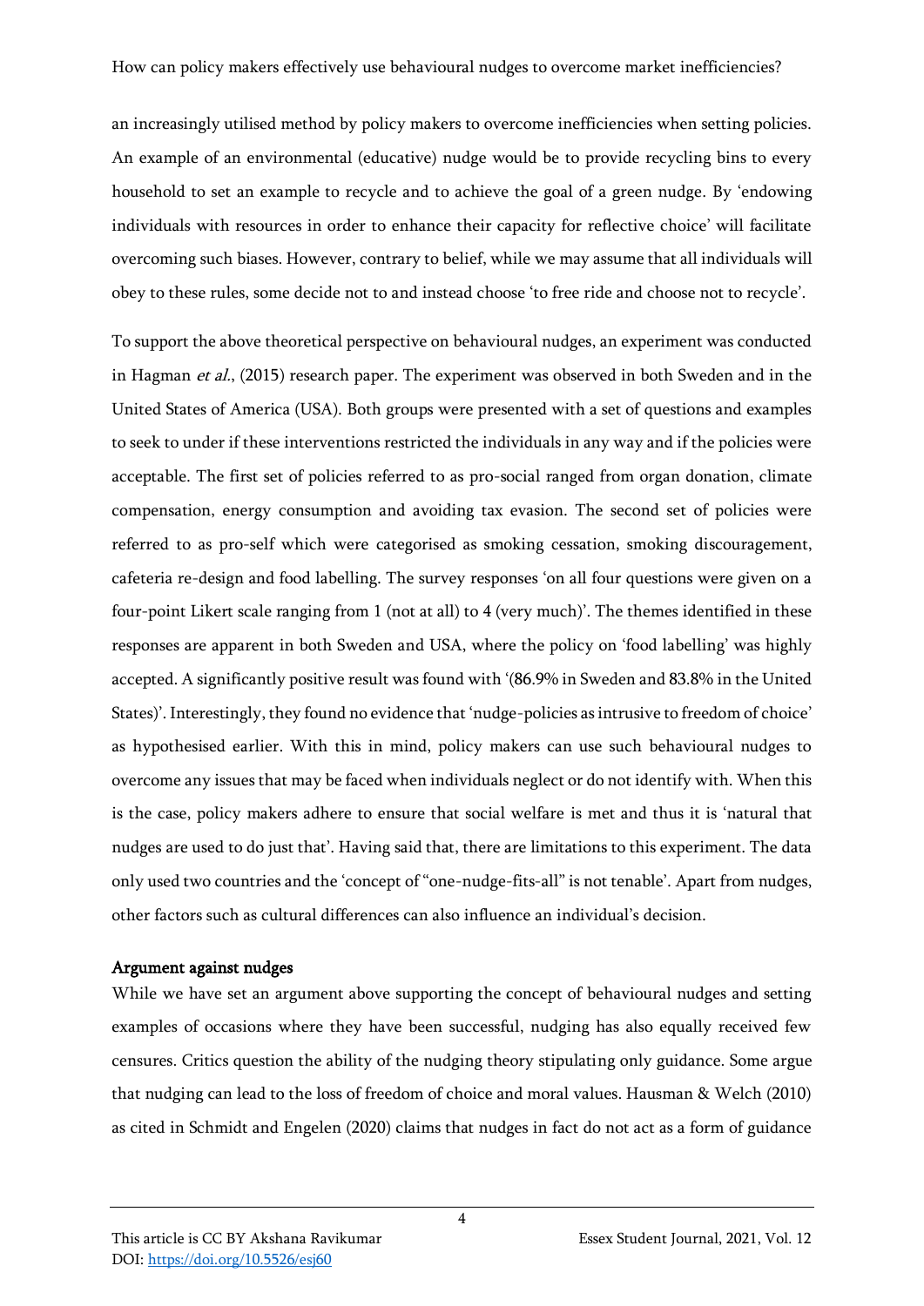an increasingly utilised method by policy makers to overcome inefficiencies when setting policies. An example of an environmental (educative) nudge would be to provide recycling bins to every household to set an example to recycle and to achieve the goal of a green nudge. By 'endowing individuals with resources in order to enhance their capacity for reflective choice' will facilitate overcoming such biases. However, contrary to belief, while we may assume that all individuals will obey to these rules, some decide not to and instead choose 'to free ride and choose not to recycle'.

To support the above theoretical perspective on behavioural nudges, an experiment was conducted in Hagman *et al.*, (2015) research paper. The experiment was observed in both Sweden and in the United States of America (USA). Both groups were presented with a set of questions and examples to seek to under if these interventions restricted the individuals in any way and if the policies were acceptable. The first set of policies referred to as pro-social ranged from organ donation, climate compensation, energy consumption and avoiding tax evasion. The second set of policies were referred to as pro-self which were categorised as smoking cessation, smoking discouragement, cafeteria re-design and food labelling. The survey responses 'on all four questions were given on a four-point Likert scale ranging from 1 (not at all) to 4 (very much)'. The themes identified in these responses are apparent in both Sweden and USA, where the policy on 'food labelling' was highly accepted. A significantly positive result was found with '(86.9% in Sweden and 83.8% in the United States)'. Interestingly, they found no evidence that 'nudge-policies as intrusive to freedom of choice' as hypothesised earlier. With this in mind, policy makers can use such behavioural nudges to overcome any issues that may be faced when individuals neglect or do not identify with. When this is the case, policy makers adhere to ensure that social welfare is met and thus it is 'natural that nudges are used to do just that'. Having said that, there are limitations to this experiment. The data only used two countries and the 'concept of "one-nudge-fits-all" is not tenable'. Apart from nudges, other factors such as cultural differences can also influence an individual's decision.

## Argument against nudges

While we have set an argument above supporting the concept of behavioural nudges and setting examples of occasions where they have been successful, nudging has also equally received few censures. Critics question the ability of the nudging theory stipulating only guidance. Some argue that nudging can lead to the loss of freedom of choice and moral values. Hausman & Welch (2010) as cited in Schmidt and Engelen (2020) claims that nudges in fact do not act as a form of guidance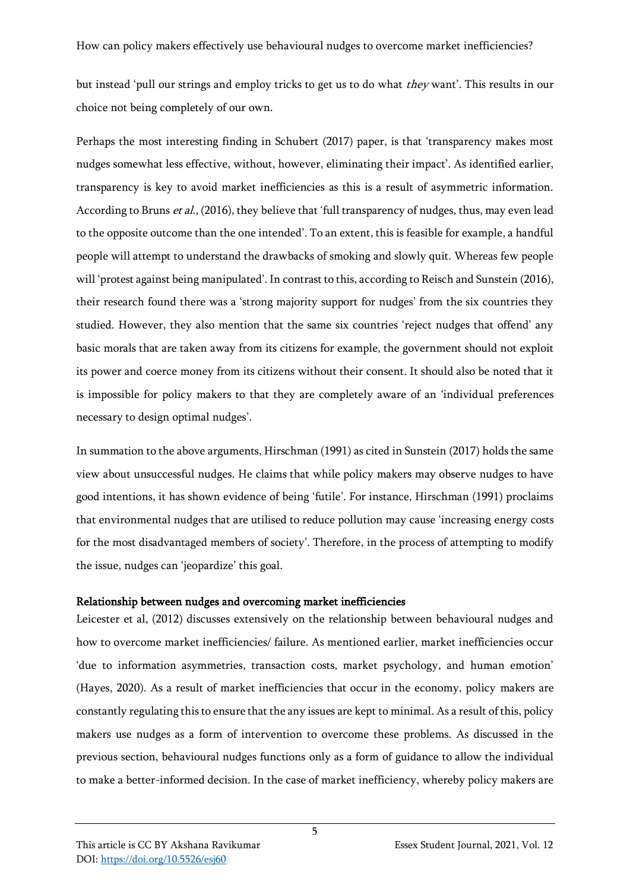but instead 'pull our strings and employ tricks to get us to do what *they* want'. This results in our choice not being completely of our own.

Perhaps the most interesting finding in Schubert (2017) paper, is that 'transparency makes most nudges somewhat less effective, without, however, eliminating their impact'. As identified earlier, transparency is key to avoid market inefficiencies as this is a result of asymmetric information. According to Bruns *et al.*, (2016), they believe that 'full transparency of nudges, thus, may even lead to the opposite outcome than the one intended'. To an extent, this is feasible for example, a handful people will attempt to understand the drawbacks of smoking and slowly quit. Whereas few people will 'protest against being manipulated'. In contrast to this, according to Reisch and Sunstein (2016), their research found there was a 'strong majority support for nudges' from the six countries they studied. However, they also mention that the same six countries 'reject nudges that offend' any basic morals that are taken away from its citizens for example, the government should not exploit its power and coerce money from its citizens without their consent. It should also be noted that it is impossible for policy makers to that they are completely aware of an 'individual preferences necessary to design optimal nudges'.

In summation to the above arguments, Hirschman (1991) as cited in Sunstein (2017) holds the same view about unsuccessful nudges. He claims that while policy makers may observe nudges to have good intentions, it has shown evidence of being 'futile'. For instance, Hirschman (1991) proclaims that environmental nudges that are utilised to reduce pollution may cause 'increasing energy costs for the most disadvantaged members of society'. Therefore, in the process of attempting to modify the issue, nudges can 'jeopardize' this goal.

### Relationship between nudges and overcoming market inefficiencies

Leicester et al, (2012) discusses extensively on the relationship between behavioural nudges and how to overcome market inefficiencies/ failure. As mentioned earlier, market inefficiencies occur 'due to information asymmetries, transaction costs, market psychology, and human emotion' (Hayes, 2020). As a result of market inefficiencies that occur in the economy, policy makers are constantly regulating this to ensure that the any issues are kept to minimal. As a result of this, policy makers use nudges as a form of intervention to overcome these problems. As discussed in the previous section, behavioural nudges functions only as a form of guidance to allow the individual to make a better-informed decision. In the case of market inefficiency, whereby policy makers are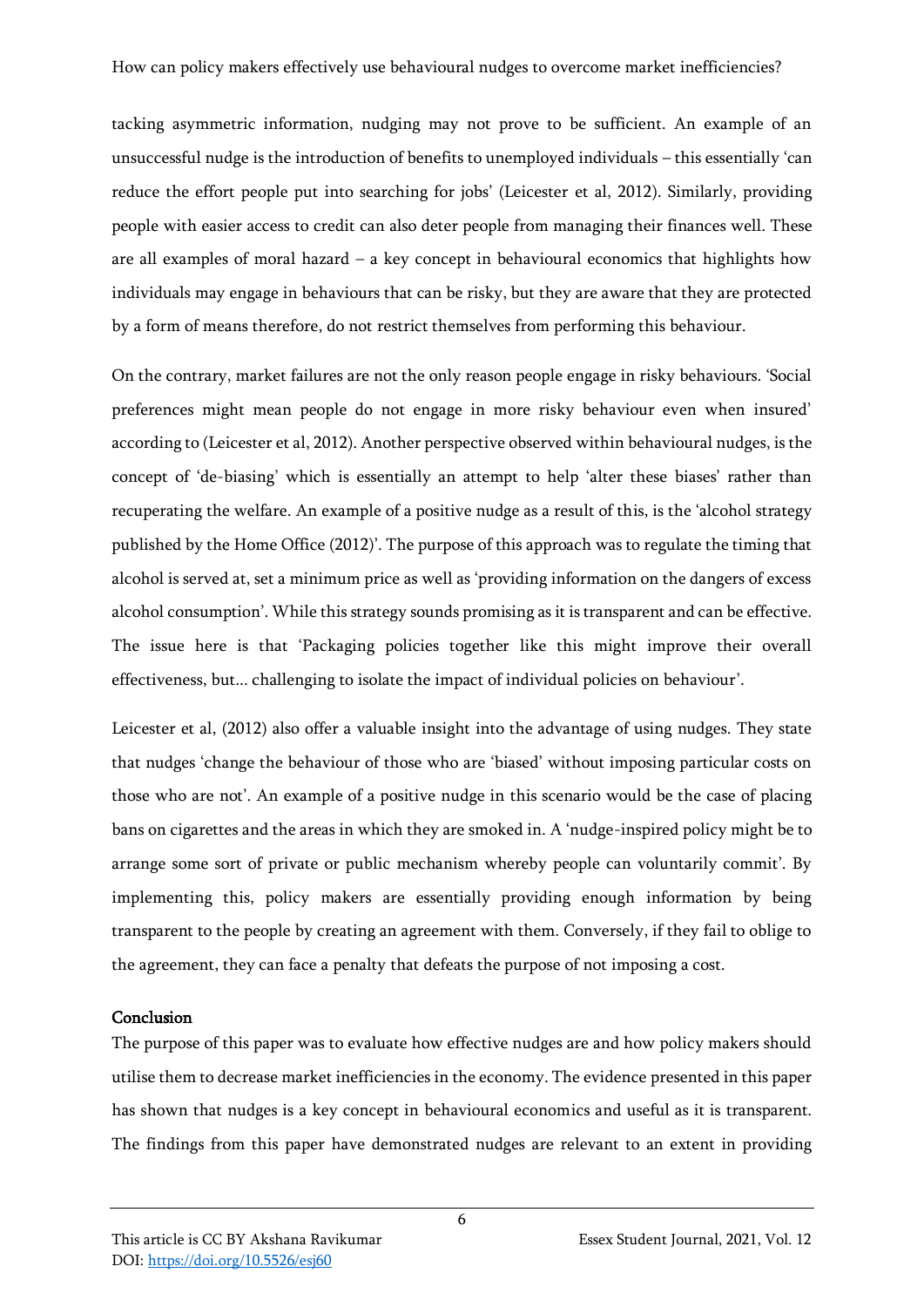tacking asymmetric information, nudging may not prove to be sufficient. An example of an unsuccessful nudge is the introduction of benefits to unemployed individuals – this essentially 'can reduce the effort people put into searching for jobs' (Leicester et al, 2012). Similarly, providing people with easier access to credit can also deter people from managing their finances well. These are all examples of moral hazard – a key concept in behavioural economics that highlights how individuals may engage in behaviours that can be risky, but they are aware that they are protected by a form of means therefore, do not restrict themselves from performing this behaviour.

On the contrary, market failures are not the only reason people engage in risky behaviours. 'Social preferences might mean people do not engage in more risky behaviour even when insured' according to (Leicester et al, 2012). Another perspective observed within behavioural nudges, is the concept of 'de-biasing' which is essentially an attempt to help 'alter these biases' rather than recuperating the welfare. An example of a positive nudge as a result of this, is the 'alcohol strategy published by the Home Office (2012)'. The purpose of this approach was to regulate the timing that alcohol is served at, set a minimum price as well as 'providing information on the dangers of excess alcohol consumption'. While this strategy sounds promising as it is transparent and can be effective. The issue here is that 'Packaging policies together like this might improve their overall effectiveness, but… challenging to isolate the impact of individual policies on behaviour'.

Leicester et al, (2012) also offer a valuable insight into the advantage of using nudges. They state that nudges 'change the behaviour of those who are 'biased' without imposing particular costs on those who are not'. An example of a positive nudge in this scenario would be the case of placing bans on cigarettes and the areas in which they are smoked in. A 'nudge-inspired policy might be to arrange some sort of private or public mechanism whereby people can voluntarily commit'. By implementing this, policy makers are essentially providing enough information by being transparent to the people by creating an agreement with them. Conversely, if they fail to oblige to the agreement, they can face a penalty that defeats the purpose of not imposing a cost.

## Conclusion

The purpose of this paper was to evaluate how effective nudges are and how policy makers should utilise them to decrease market inefficiencies in the economy. The evidence presented in this paper has shown that nudges is a key concept in behavioural economics and useful as it is transparent. The findings from this paper have demonstrated nudges are relevant to an extent in providing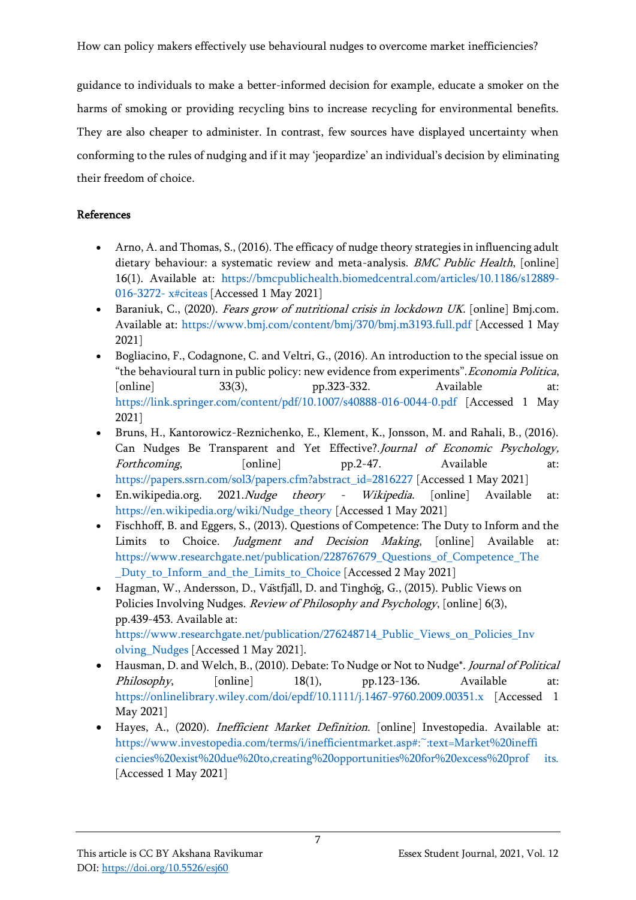guidance to individuals to make a better-informed decision for example, educate a smoker on the harms of smoking or providing recycling bins to increase recycling for environmental benefits. They are also cheaper to administer. In contrast, few sources have displayed uncertainty when conforming to the rules of nudging and if it may 'jeopardize' an individual's decision by eliminating their freedom of choice.

## References

- Arno, A. and Thomas, S., (2016). The efficacy of nudge theory strategies in influencing adult dietary behaviour: a systematic review and meta-analysis. *BMC Public Health*, [online] 16(1). Available at: https://bmcpublichealth.biomedcentral.com/articles/10.1186/s12889-016-3272- x#citeas [Accessed 1 May 2021]
- Baraniuk, C., (2020). *Fears grow of nutritional crisis in lockdown UK*. [online] Bmj.com. Available at: https://www.bmj.com/content/bmj/370/bmj.m3193.full.pdf [Accessed 1 May 2021]
- Bogliacino, F., Codagnone, C. and Veltri, G., (2016). An introduction to the special issue on "the behavioural turn in public policy: new evidence from experiments". *Economia Politica*, [online] 33(3), pp.323-332. Available at: https://link.springer.com/content/pdf/10.1007/s40888-016-0044-0.pdf [Accessed 1 May 2021]
- Bruns, H., Kantorowicz-Reznichenko, E., Klement, K., Jonsson, M. and Rahali, B., (2016). Can Nudges Be Transparent and Yet Effective?. *Journal of Economic Psychology, Forthcoming*, [online] pp.2-47. Available at: https://papers.ssrn.com/sol3/papers.cfm?abstract_id=2816227 [Accessed 1 May 2021]
- En.wikipedia.org. 2021. *Nudge theory - Wikipedia*. [online] Available at: https://en.wikipedia.org/wiki/Nudge_theory [Accessed 1 May 2021]
- Fischhoff, B. and Eggers, S., (2013). Questions of Competence: The Duty to Inform and the Limits to Choice. *Judgment and Decision Making*, [online] Available at: https://www.researchgate.net/publication/228767679_Questions_of_Competence_The_Duty_to_Inform_and_the_Limits_to_Choice [Accessed 2 May 2021]
- Hagman, W., Andersson, D., Västfjäll, D. and Tinghög, G., (2015). Public Views on Policies Involving Nudges. *Review of Philosophy and Psychology*, [online] 6(3), pp.439-453. Available at: https://www.researchgate.net/publication/276248714_Public_Views_on_Policies_Involving_Nudges [Accessed 1 May 2021].
- Hausman, D. and Welch, B., (2010). Debate: To Nudge or Not to Nudge*. *Journal of Political Philosophy*, [online] 18(1), pp.123-136. Available at: https://onlinelibrary.wiley.com/doi/epdf/10.1111/j.1467-9760.2009.00351.x [Accessed 1 May 2021]
- Hayes, A., (2020). *Inefficient Market Definition*. [online] Investopedia. Available at: https://www.investopedia.com/terms/i/inefficientmarket.asp#:~:text=Market%20inefficiencies%20exist%20due%20to,creating%20opportunities%20for%20excess%20profits. [Accessed 1 May 2021]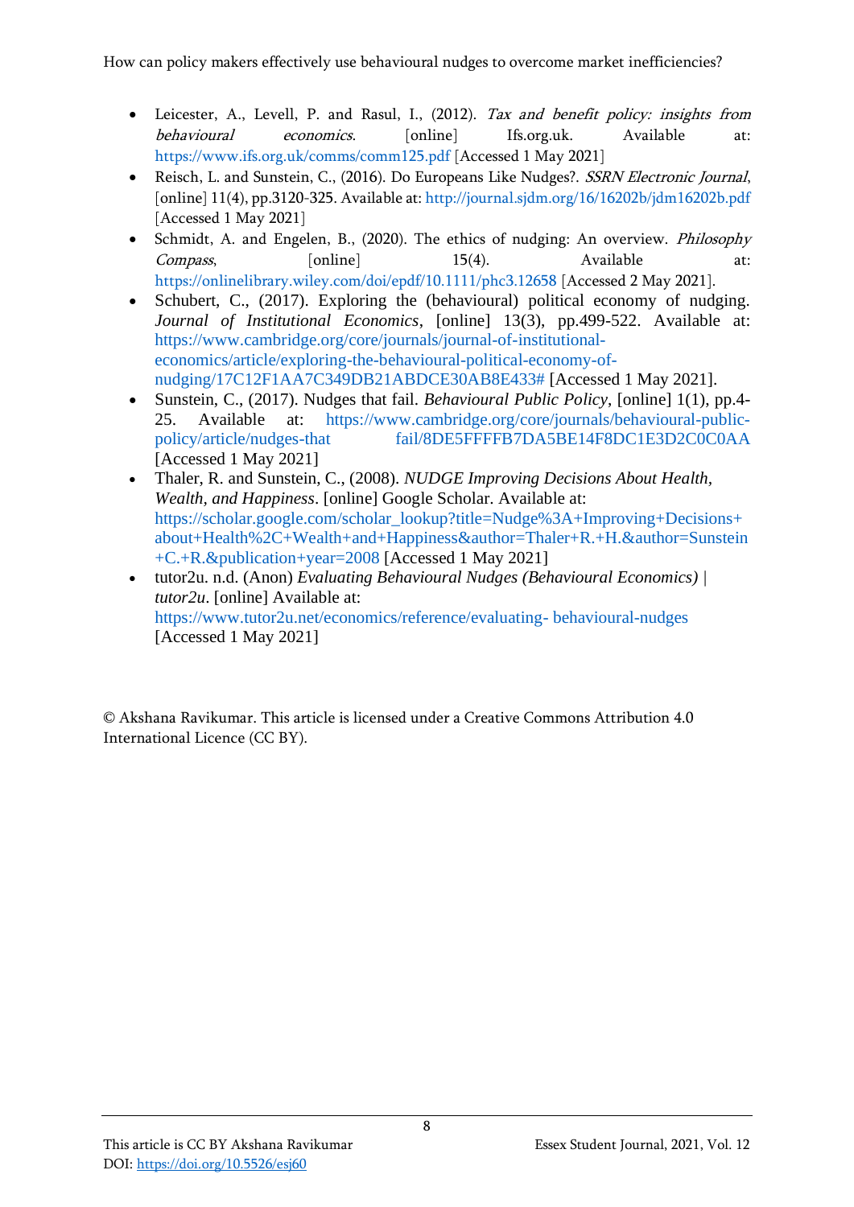- Leicester, A., Levell, P. and Rasul, I., (2012). *Tax and benefit policy: insights from behavioural economics*. [online] Ifs.org.uk. Available at: https://www.ifs.org.uk/comms/comm125.pdf [Accessed 1 May 2021]
- Reisch, L. and Sunstein, C., (2016). Do Europeans Like Nudges?. *SSRN Electronic Journal*, [online] 11(4), pp.3120-325. Available at: http://journal.sjdm.org/16/16202b/jdm16202b.pdf [Accessed 1 May 2021]
- Schmidt, A. and Engelen, B., (2020). The ethics of nudging: An overview. *Philosophy Compass*, [online] 15(4). Available at: https://onlinelibrary.wiley.com/doi/epdf/10.1111/phc3.12658 [Accessed 2 May 2021].
- Schubert, C., (2017). Exploring the (behavioural) political economy of nudging. *Journal of Institutional Economics*, [online] 13(3), pp.499-522. Available at: https://www.cambridge.org/core/journals/journal-of-institutional-economics/article/exploring-the-behavioural-political-economy-of-nudging/17C12F1AA7C349DB21ABDCE30AB8E433# [Accessed 1 May 2021].
- Sunstein, C., (2017). Nudges that fail. *Behavioural Public Policy*, [online] 1(1), pp.4-25. Available at: https://www.cambridge.org/core/journals/behavioural-public-policy/article/nudges-that fail/8DE5FFFFB7DA5BE14F8DC1E3D2C0C0AA [Accessed 1 May 2021]
- Thaler, R. and Sunstein, C., (2008). *NUDGE Improving Decisions About Health, Wealth, and Happiness*. [online] Google Scholar. Available at: https://scholar.google.com/scholar_lookup?title=Nudge%3A+Improving+Decisions+about+Health%2C+Wealth+and+Happiness&author=Thaler+R.+H.&author=Sunstein+C.+R.&publication+year=2008 [Accessed 1 May 2021]
- tutor2u. n.d. (Anon) *Evaluating Behavioural Nudges (Behavioural Economics) | tutor2u*. [online] Available at: https://www.tutor2u.net/economics/reference/evaluating- behavioural-nudges [Accessed 1 May 2021]

© Akshana Ravikumar. This article is licensed under a Creative Commons Attribution 4.0 International Licence (CC BY).